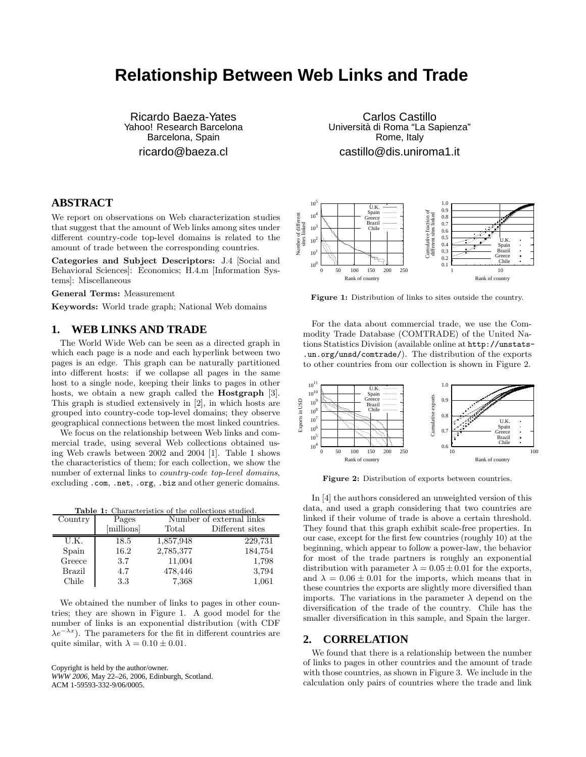# Relationship Between Web Links and Trade

Ricardo Baeza-Yates
Yahoo! Research Barcelona
Barcelona, Spain
ricardo@baeza.cl

Carlos Castillo
Università di Roma "La Sapienza"
Rome, Italy
castillo@dis.uniroma1.it

## ABSTRACT

We report on observations on Web characterization studies that suggest that the amount of Web links among sites under different country-code top-level domains is related to the amount of trade between the corresponding countries.

**Categories and Subject Descriptors:** J.4 [Social and Behavioral Sciences]: Economics; H.4.m [Information Systems]: Miscellaneous

**General Terms:** Measurement

**Keywords:** World trade graph; National Web domains

## 1. WEB LINKS AND TRADE

The World Wide Web can be seen as a directed graph in which each page is a node and each hyperlink between two pages is an edge. This graph can be naturally partitioned into different hosts: if we collapse all pages in the same host to a single node, keeping their links to pages in other hosts, we obtain a new graph called the **Hostgraph** [3]. This graph is studied extensively in [2], in which hosts are grouped into country-code top-level domains; they observe geographical connections between the most linked countries.

We focus on the relationship between Web links and commercial trade, using several Web collections obtained using Web crawls between 2002 and 2004 [1]. Table 1 shows the characteristics of them; for each collection, we show the number of external links to *country-code top-level domains*, excluding .com, .net, .org, .biz and other generic domains.

**Table 1:** Characteristics of the collections studied.

| Country | Pages [millions] | Number of external links | |
|---|---|---|---|
| | | Total | Different sites |
| U.K. | 18.5 | 1,857,948 | 229,731 |
| Spain | 16.2 | 2,785,377 | 184,754 |
| Greece | 3.7 | 11,004 | 1,798 |
| Brazil | 4.7 | 478,446 | 3,794 |
| Chile | 3.3 | 7,368 | 1,061 |

We obtained the number of links to pages in other countries; they are shown in Figure 1. A good model for the number of links is an exponential distribution (with CDF $\lambda e^{-\lambda x}$). The parameters for the fit in different countries are quite similar, with $\lambda = 0.10 \pm 0.01$.

Copyright is held by the author/owner.
*WWW 2006,* May 22–26, 2006, Edinburgh, Scotland.
ACM 1-59593-332-9/06/0005.

**Figure 1:** Distribution of links to sites outside the country.

For the data about commercial trade, we use the Commodity Trade Database (COMTRADE) of the United Nations Statistics Division (available online at http://unstats.un.org/unsd/comtrade/). The distribution of the exports to other countries from our collection is shown in Figure 2.

**Figure 2:** Distribution of exports between countries.

In [4] the authors considered an unweighted version of this data, and used a graph considering that two countries are linked if their volume of trade is above a certain threshold. They found that this graph exhibit scale-free properties. In our case, except for the first few countries (roughly 10) at the beginning, which appear to follow a power-law, the behavior for most of the trade partners is roughly an exponential distribution with parameter $\lambda = 0.05 \pm 0.01$ for the exports, and $\lambda = 0.06 \pm 0.01$ for the imports, which means that in these countries the exports are slightly more diversified than imports. The variations in the parameter $\lambda$ depend on the diversification of the trade of the country. Chile has the smaller diversification in this sample, and Spain the larger.

## 2. CORRELATION

We found that there is a relationship between the number of links to pages in other countries and the amount of trade with those countries, as shown in Figure 3. We include in the calculation only pairs of countries where the trade and link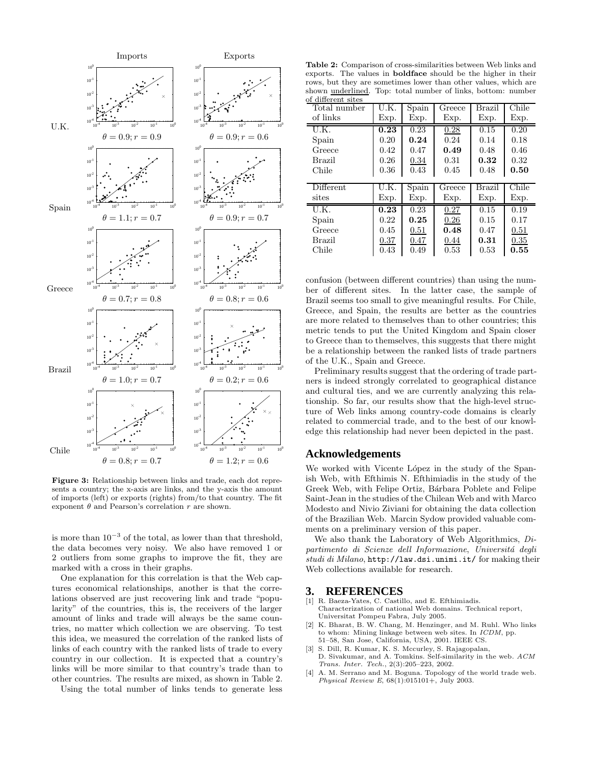Imports

Exports

U.K.

$\theta = 0.9; r = 0.9$

$\theta = 0.9; r = 0.6$

Spain

$\theta = 1.1; r = 0.7$

$\theta = 0.9; r = 0.7$

Greece

$\theta = 0.7; r = 0.8$

$\theta = 0.8; r = 0.6$

Brazil

$\theta = 1.0; r = 0.7$

$\theta = 0.2; r = 0.6$

Chile

$\theta = 0.8; r = 0.7$

$\theta = 1.2; r = 0.6$

**Figure 3:** Relationship between links and trade, each dot represents a country; the x-axis are links, and the y-axis the amount of imports (left) or exports (rights) from/to that country. The fit exponent $\theta$ and Pearson's correlation $r$ are shown.

is more than $10^{-3}$ of the total, as lower than that threshold, the data becomes very noisy. We also have removed 1 or 2 outliers from some graphs to improve the fit, they are marked with a cross in their graphs.

One explanation for this correlation is that the Web captures economical relationships, another is that the correlations observed are just recovering link and trade "popularity" of the countries, this is, the receivers of the larger amount of links and trade will always be the same countries, no matter which collection we are observing. To test this idea, we measured the correlation of the ranked lists of links of each country with the ranked lists of trade to every country in our collection. It is expected that a country's links will be more similar to that country's trade than to other countries. The results are mixed, as shown in Table 2.

Using the total number of links tends to generate less confusion (between different countries) than using the number of different sites. In the latter case, the sample of Brazil seems too small to give meaningful results. For Chile, Greece, and Spain, the results are better as the countries are more related to themselves than to other countries; this metric tends to put the United Kingdom and Spain closer to Greece than to themselves, this suggests that there might be a relationship between the ranked lists of trade partners of the U.K., Spain and Greece.

**Table 2:** Comparison of cross-similarities between Web links and exports. The values in **boldface** should be the higher in their rows, but they are sometimes lower than other values, which are shown <u>underlined</u>. Top: total number of links, bottom: number of different sites

| Total number of links | U.K. Exp. | Spain Exp. | Greece Exp. | Brazil Exp. | Chile Exp. |
|---|---|---|---|---|---|
| U.K. | **0.23** | 0.23 | <u>0.28</u> | 0.15 | 0.20 |
| Spain | 0.20 | **0.24** | 0.24 | 0.14 | 0.18 |
| Greece | 0.42 | 0.47 | **0.49** | 0.48 | 0.46 |
| Brazil | 0.26 | <u>0.34</u> | 0.31 | **0.32** | 0.32 |
| Chile | 0.36 | 0.43 | 0.45 | 0.48 | **0.50** |

| Different sites | U.K. Exp. | Spain Exp. | Greece Exp. | Brazil Exp. | Chile Exp. |
|---|---|---|---|---|---|
| U.K. | **0.23** | 0.23 | <u>0.27</u> | 0.15 | 0.19 |
| Spain | 0.22 | **0.25** | <u>0.26</u> | 0.15 | 0.17 |
| Greece | 0.45 | <u>0.51</u> | **0.48** | 0.47 | <u>0.51</u> |
| Brazil | <u>0.37</u> | <u>0.47</u> | <u>0.44</u> | **0.31** | <u>0.35</u> |
| Chile | 0.43 | 0.49 | 0.53 | 0.53 | **0.55** |

Preliminary results suggest that the ordering of trade partners is indeed strongly correlated to geographical distance and cultural ties, and we are currently analyzing this relationship. So far, our results show that the high-level structure of Web links among country-code domains is clearly related to commercial trade, and to the best of our knowledge this relationship had never been depicted in the past.

## Acknowledgements

We worked with Vicente López in the study of the Spanish Web, with Efthimis N. Efthimiadis in the study of the Greek Web, with Felipe Ortiz, Bárbara Poblete and Felipe Saint-Jean in the studies of the Chilean Web and with Marco Modesto and Nivio Ziviani for obtaining the data collection of the Brazilian Web. Marcin Sydow provided valuable comments on a preliminary version of this paper.

We also thank the Laboratory of Web Algorithmics, *Dipartimento di Scienze dell Informazione, Universitá degli studi di Milano*, `http://law.dsi.unimi.it/` for making their Web collections available for research.

## 3. REFERENCES

[1] R. Baeza-Yates, C. Castillo, and E. Efthimiadis. Characterization of national Web domains. Technical report, Universitat Pompeu Fabra, July 2005.

[2] K. Bharat, B. W. Chang, M. Henzinger, and M. Ruhl. Who links to whom: Mining linkage between web sites. In *ICDM*, pp. 51–58, San Jose, California, USA, 2001. IEEE CS.

[3] S. Dill, R. Kumar, K. S. Mccurley, S. Rajagopalan, D. Sivakumar, and A. Tomkins. Self-similarity in the web. *ACM Trans. Inter. Tech.*, 2(3):205–223, 2002.

[4] A. M. Serrano and M. Boguna. Topology of the world trade web. *Physical Review E*, 68(1):015101+, July 2003.